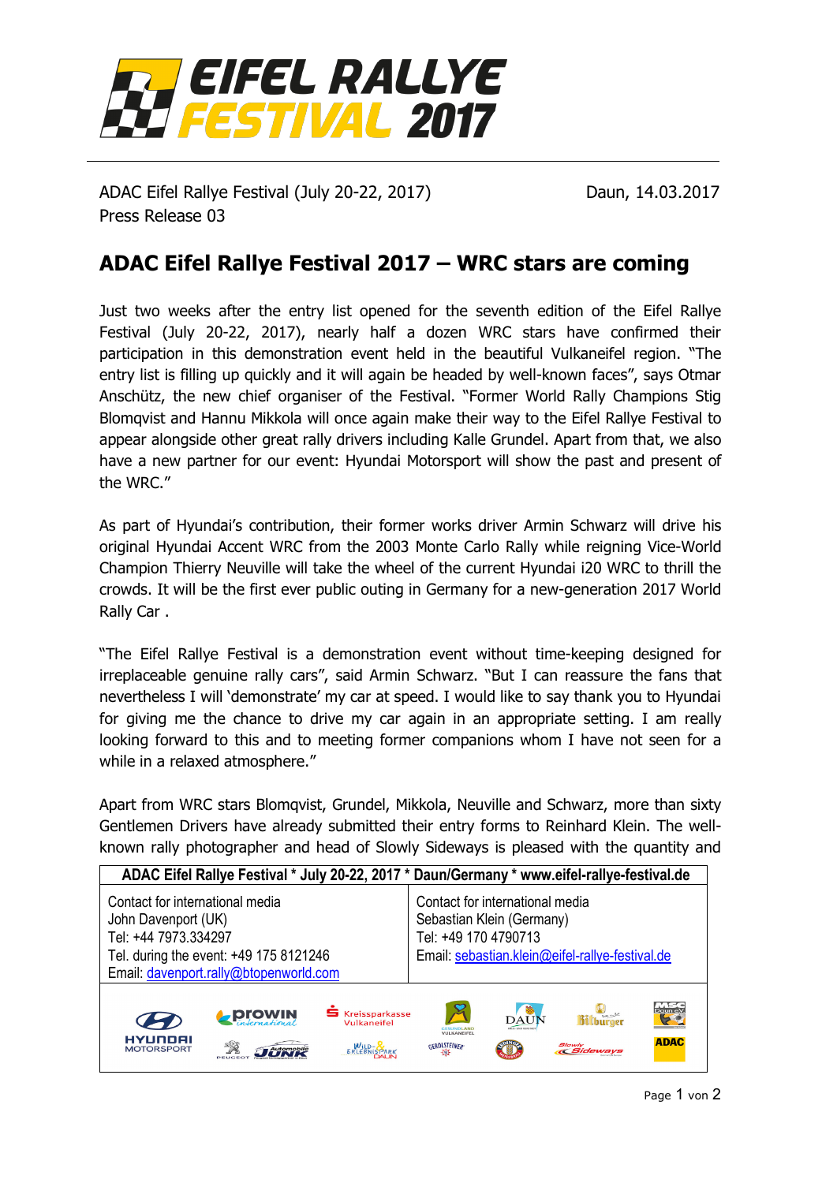# EIFEL RALLYE FESTIVAL 2017

ADAC Eifel Rallye Festival (July 20-22, 2017)
Press Release 03

Daun, 14.03.2017

## ADAC Eifel Rallye Festival 2017 – WRC stars are coming

Just two weeks after the entry list opened for the seventh edition of the Eifel Rallye Festival (July 20-22, 2017), nearly half a dozen WRC stars have confirmed their participation in this demonstration event held in the beautiful Vulkaneifel region. "The entry list is filling up quickly and it will again be headed by well-known faces", says Otmar Anschütz, the new chief organiser of the Festival. "Former World Rally Champions Stig Blomqvist and Hannu Mikkola will once again make their way to the Eifel Rallye Festival to appear alongside other great rally drivers including Kalle Grundel. Apart from that, we also have a new partner for our event: Hyundai Motorsport will show the past and present of the WRC."

As part of Hyundai's contribution, their former works driver Armin Schwarz will drive his original Hyundai Accent WRC from the 2003 Monte Carlo Rally while reigning Vice-World Champion Thierry Neuville will take the wheel of the current Hyundai i20 WRC to thrill the crowds. It will be the first ever public outing in Germany for a new-generation 2017 World Rally Car .

"The Eifel Rallye Festival is a demonstration event without time-keeping designed for irreplaceable genuine rally cars", said Armin Schwarz. "But I can reassure the fans that nevertheless I will 'demonstrate' my car at speed. I would like to say thank you to Hyundai for giving me the chance to drive my car again in an appropriate setting. I am really looking forward to this and to meeting former companions whom I have not seen for a while in a relaxed atmosphere."

Apart from WRC stars Blomqvist, Grundel, Mikkola, Neuville and Schwarz, more than sixty Gentlemen Drivers have already submitted their entry forms to Reinhard Klein. The well-known rally photographer and head of Slowly Sideways is pleased with the quantity and

| ADAC Eifel Rallye Festival * July 20-22, 2017 * Daun/Germany * www.eifel-rallye-festival.de | |
|---|---|
| Contact for international media<br>John Davenport (UK)<br>Tel: +44 7973.334297<br>Tel. during the event: +49 175 8121246<br>Email: davenport.rally@btopenworld.com | Contact for international media<br>Sebastian Klein (Germany)<br>Tel: +49 170 4790713<br>Email: sebastian.klein@eifel-rallye-festival.de |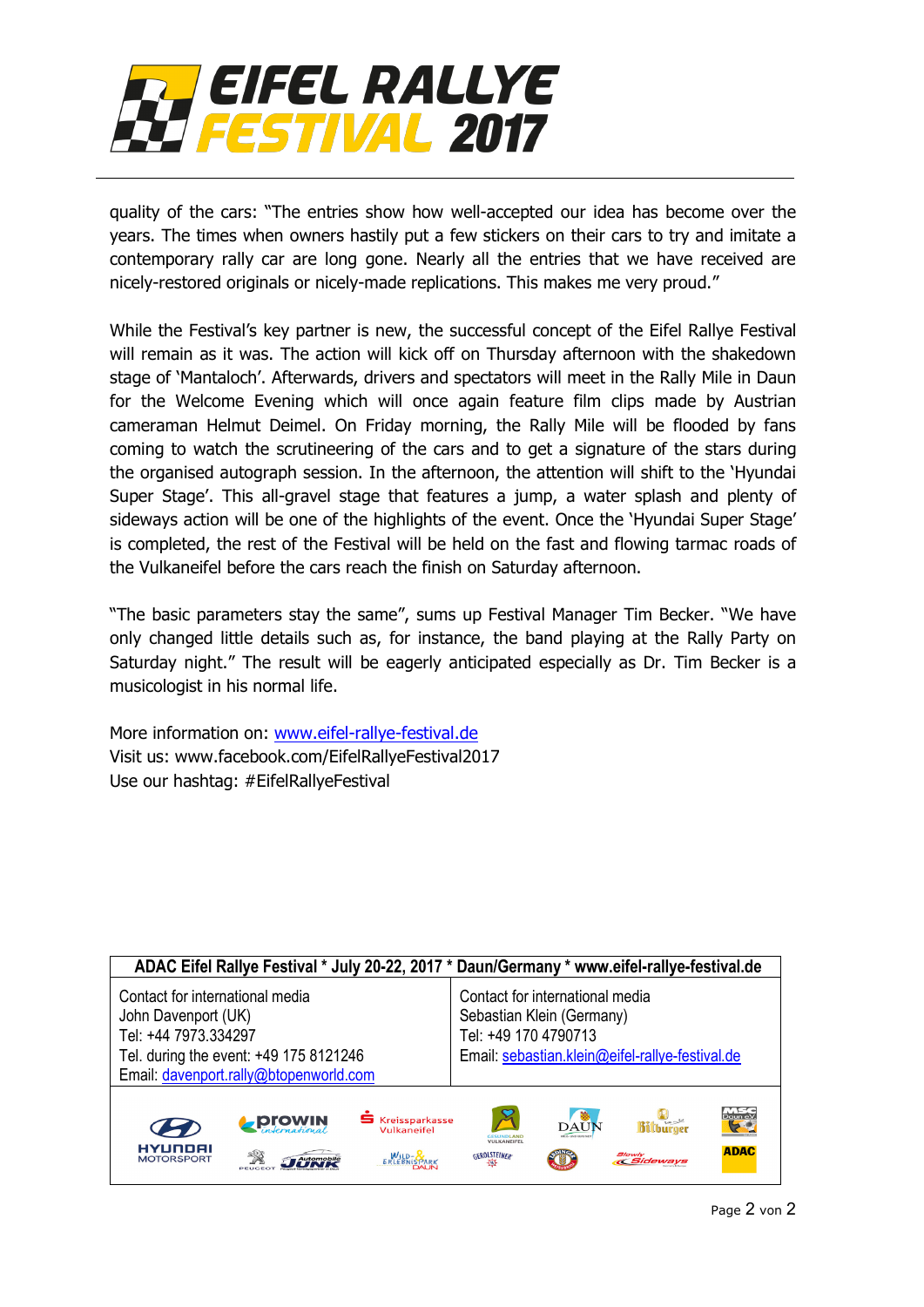quality of the cars: "The entries show how well-accepted our idea has become over the years. The times when owners hastily put a few stickers on their cars to try and imitate a contemporary rally car are long gone. Nearly all the entries that we have received are nicely-restored originals or nicely-made replications. This makes me very proud."

While the Festival's key partner is new, the successful concept of the Eifel Rallye Festival will remain as it was. The action will kick off on Thursday afternoon with the shakedown stage of 'Mantaloch'. Afterwards, drivers and spectators will meet in the Rally Mile in Daun for the Welcome Evening which will once again feature film clips made by Austrian cameraman Helmut Deimel. On Friday morning, the Rally Mile will be flooded by fans coming to watch the scrutineering of the cars and to get a signature of the stars during the organised autograph session. In the afternoon, the attention will shift to the 'Hyundai Super Stage'. This all-gravel stage that features a jump, a water splash and plenty of sideways action will be one of the highlights of the event. Once the 'Hyundai Super Stage' is completed, the rest of the Festival will be held on the fast and flowing tarmac roads of the Vulkaneifel before the cars reach the finish on Saturday afternoon.

"The basic parameters stay the same", sums up Festival Manager Tim Becker. "We have only changed little details such as, for instance, the band playing at the Rally Party on Saturday night." The result will be eagerly anticipated especially as Dr. Tim Becker is a musicologist in his normal life.

More information on: www.eifel-rallye-festival.de
Visit us: www.facebook.com/EifelRallyeFestival2017
Use our hashtag: #EifelRallyeFestival

| ADAC Eifel Rallye Festival * July 20-22, 2017 * Daun/Germany * www.eifel-rallye-festival.de | |
| --- | --- |
| Contact for international media<br>John Davenport (UK)<br>Tel: +44 7973.334297<br>Tel. during the event: +49 175 8121246<br>Email: davenport.rally@btopenworld.com | Contact for international media<br>Sebastian Klein (Germany)<br>Tel: +49 170 4790713<br>Email: sebastian.klein@eifel-rallye-festival.de |